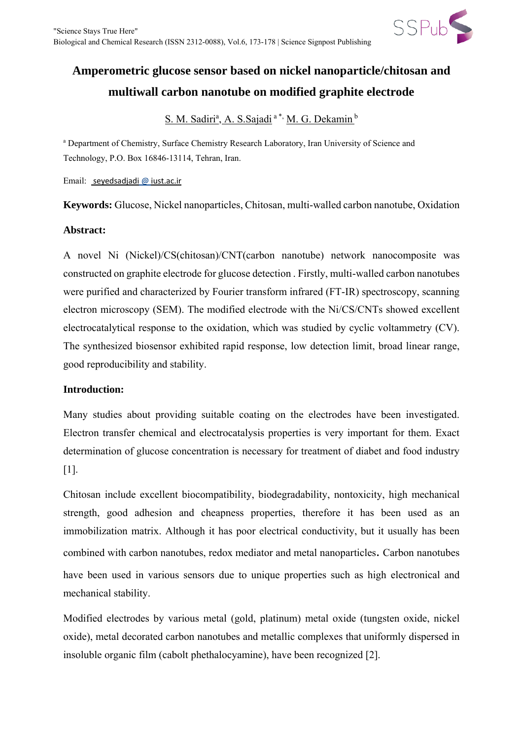# Amperometric glucose sensor based on nickel nanoparticle/chitosan and multiwall carbon nanotube on modified graphite electrode

S. M. Sadiri[a], A. S.Sajadi [a *], M. G. Dekamin [b]

[a] Department of Chemistry, Surface Chemistry Research Laboratory, Iran University of Science and Technology, P.O. Box 16846-13114, Tehran, Iran.

Email: seyedsadjadi @ iust.ac.ir

**Keywords:** Glucose, Nickel nanoparticles, Chitosan, multi-walled carbon nanotube, Oxidation

## Abstract:

A novel Ni (Nickel)/CS(chitosan)/CNT(carbon nanotube) network nanocomposite was constructed on graphite electrode for glucose detection . Firstly, multi-walled carbon nanotubes were purified and characterized by Fourier transform infrared (FT-IR) spectroscopy, scanning electron microscopy (SEM). The modified electrode with the Ni/CS/CNTs showed excellent electrocatalytical response to the oxidation, which was studied by cyclic voltammetry (CV). The synthesized biosensor exhibited rapid response, low detection limit, broad linear range, good reproducibility and stability.

## Introduction:

Many studies about providing suitable coating on the electrodes have been investigated. Electron transfer chemical and electrocatalysis properties is very important for them. Exact determination of glucose concentration is necessary for treatment of diabet and food industry [1].

Chitosan include excellent biocompatibility, biodegradability, nontoxicity, high mechanical strength, good adhesion and cheapness properties, therefore it has been used as an immobilization matrix. Although it has poor electrical conductivity, but it usually has been combined with carbon nanotubes, redox mediator and metal nanoparticles. Carbon nanotubes have been used in various sensors due to unique properties such as high electronical and mechanical stability.

Modified electrodes by various metal (gold, platinum) metal oxide (tungsten oxide, nickel oxide), metal decorated carbon nanotubes and metallic complexes that uniformly dispersed in insoluble organic film (cabolt phethalocyamine), have been recognized [2].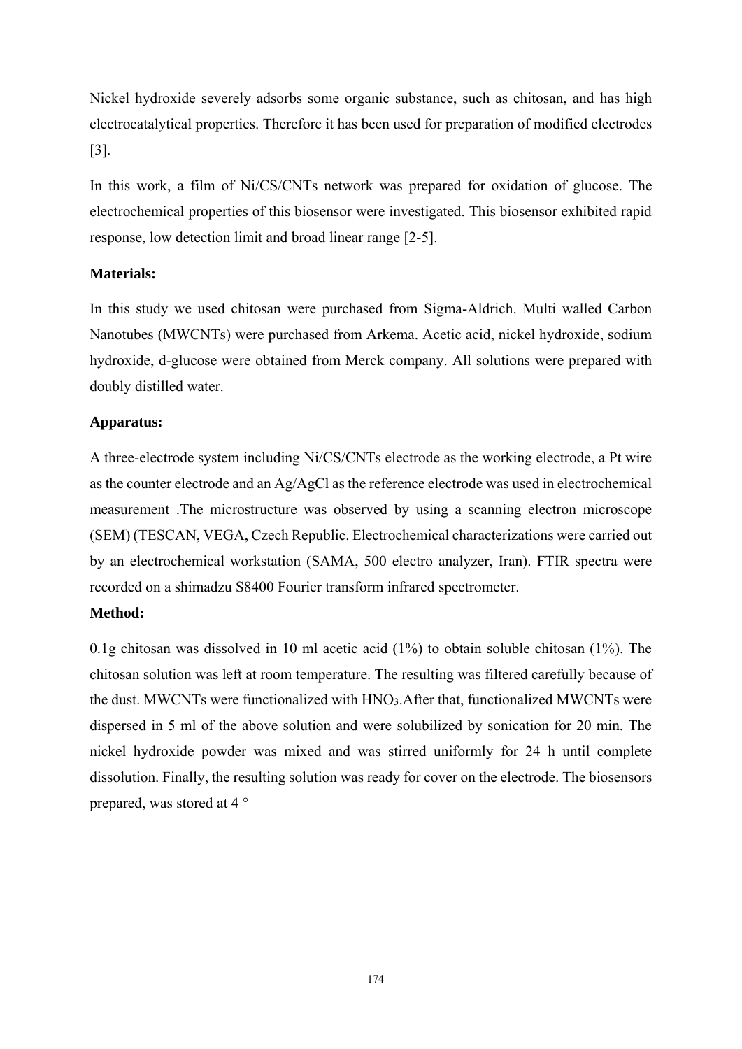Nickel hydroxide severely adsorbs some organic substance, such as chitosan, and has high electrocatalytical properties. Therefore it has been used for preparation of modified electrodes [3].

In this work, a film of Ni/CS/CNTs network was prepared for oxidation of glucose. The electrochemical properties of this biosensor were investigated. This biosensor exhibited rapid response, low detection limit and broad linear range [2-5].

**Materials:**

In this study we used chitosan were purchased from Sigma-Aldrich. Multi walled Carbon Nanotubes (MWCNTs) were purchased from Arkema. Acetic acid, nickel hydroxide, sodium hydroxide, d-glucose were obtained from Merck company. All solutions were prepared with doubly distilled water.

**Apparatus:**

A three-electrode system including Ni/CS/CNTs electrode as the working electrode, a Pt wire as the counter electrode and an Ag/AgCl as the reference electrode was used in electrochemical measurement .The microstructure was observed by using a scanning electron microscope (SEM) (TESCAN, VEGA, Czech Republic. Electrochemical characterizations were carried out by an electrochemical workstation (SAMA, 500 electro analyzer, Iran). FTIR spectra were recorded on a shimadzu S8400 Fourier transform infrared spectrometer.

**Method:**

0.1g chitosan was dissolved in 10 ml acetic acid (1%) to obtain soluble chitosan (1%). The chitosan solution was left at room temperature. The resulting was filtered carefully because of the dust. MWCNTs were functionalized with $HNO_3$.After that, functionalized MWCNTs were dispersed in 5 ml of the above solution and were solubilized by sonication for 20 min. The nickel hydroxide powder was mixed and was stirred uniformly for 24 h until complete dissolution. Finally, the resulting solution was ready for cover on the electrode. The biosensors prepared, was stored at 4 °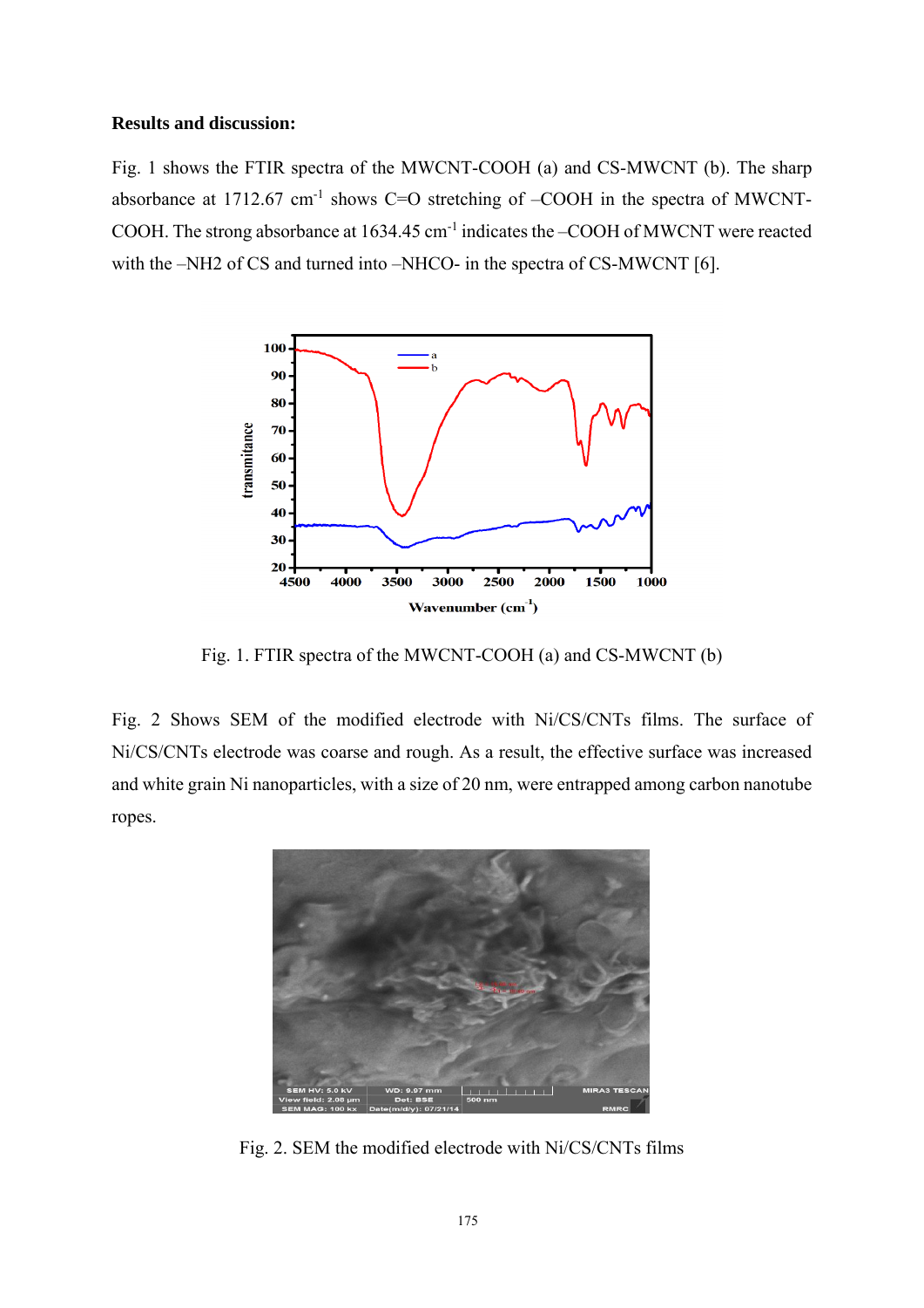**Results and discussion:**

Fig. 1 shows the FTIR spectra of the MWCNT-COOH (a) and CS-MWCNT (b). The sharp absorbance at 1712.67 $cm^{-1}$ shows C=O stretching of –COOH in the spectra of MWCNT-COOH. The strong absorbance at 1634.45 $cm^{-1}$ indicates the –COOH of MWCNT were reacted with the –NH2 of CS and turned into –NHCO- in the spectra of CS-MWCNT [6].

Fig. 1. FTIR spectra of the MWCNT-COOH (a) and CS-MWCNT (b)

Fig. 2 Shows SEM of the modified electrode with Ni/CS/CNTs films. The surface of Ni/CS/CNTs electrode was coarse and rough. As a result, the effective surface was increased and white grain Ni nanoparticles, with a size of 20 nm, were entrapped among carbon nanotube ropes.

Fig. 2. SEM the modified electrode with Ni/CS/CNTs films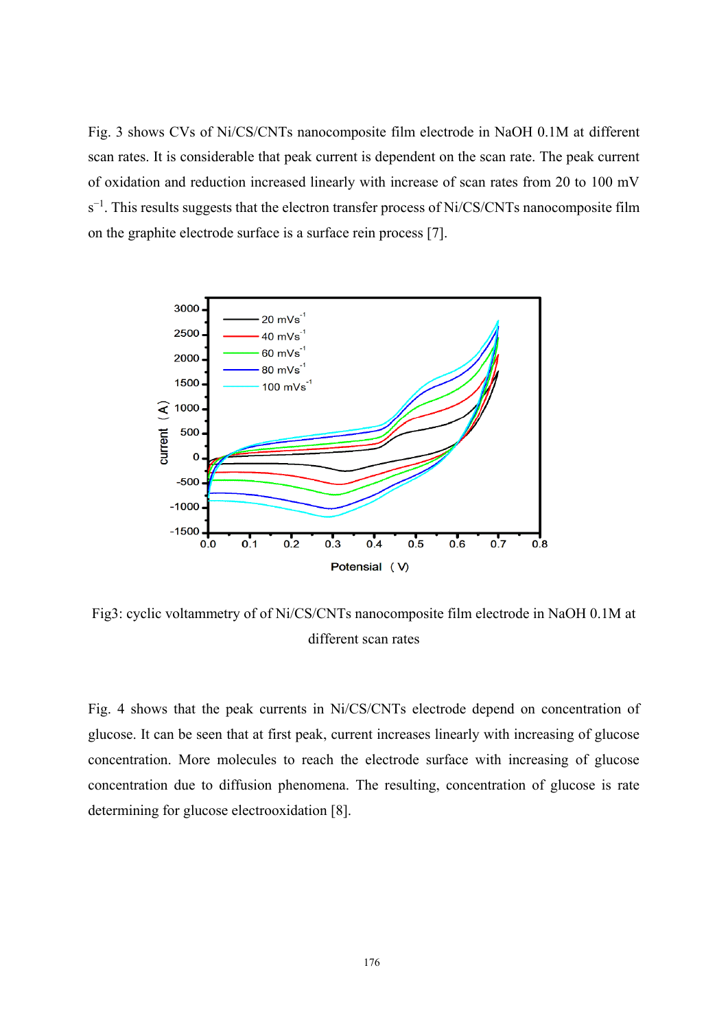Fig. 3 shows CVs of Ni/CS/CNTs nanocomposite film electrode in NaOH 0.1M at different scan rates. It is considerable that peak current is dependent on the scan rate. The peak current of oxidation and reduction increased linearly with increase of scan rates from 20 to 100 mV $s^{-1}$. This results suggests that the electron transfer process of Ni/CS/CNTs nanocomposite film on the graphite electrode surface is a surface rein process [7].

Fig3: cyclic voltammetry of of Ni/CS/CNTs nanocomposite film electrode in NaOH 0.1M at different scan rates

Fig. 4 shows that the peak currents in Ni/CS/CNTs electrode depend on concentration of glucose. It can be seen that at first peak, current increases linearly with increasing of glucose concentration. More molecules to reach the electrode surface with increasing of glucose concentration due to diffusion phenomena. The resulting, concentration of glucose is rate determining for glucose electrooxidation [8].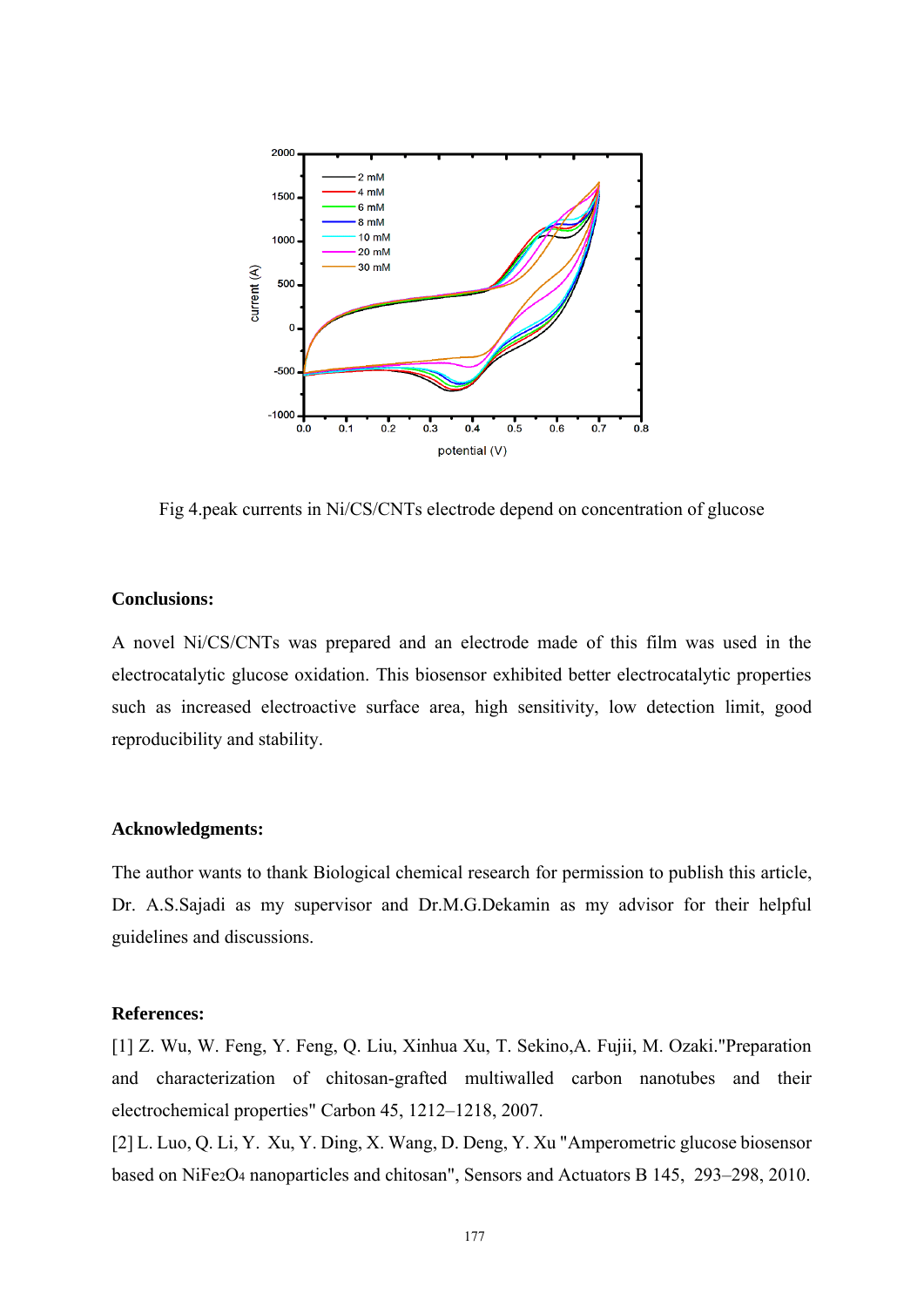Fig 4.peak currents in Ni/CS/CNTs electrode depend on concentration of glucose

**Conclusions:**

A novel Ni/CS/CNTs was prepared and an electrode made of this film was used in the electrocatalytic glucose oxidation. This biosensor exhibited better electrocatalytic properties such as increased electroactive surface area, high sensitivity, low detection limit, good reproducibility and stability.

**Acknowledgments:**

The author wants to thank Biological chemical research for permission to publish this article, Dr. A.S.Sajadi as my supervisor and Dr.M.G.Dekamin as my advisor for their helpful guidelines and discussions.

**References:**

[1] Z. Wu, W. Feng, Y. Feng, Q. Liu, Xinhua Xu, T. Sekino,A. Fujii, M. Ozaki."Preparation and characterization of chitosan-grafted multiwalled carbon nanotubes and their electrochemical properties" Carbon 45, 1212–1218, 2007.

[2] L. Luo, Q. Li, Y. Xu, Y. Ding, X. Wang, D. Deng, Y. Xu "Amperometric glucose biosensor based on $NiFe_2O_4$ nanoparticles and chitosan", Sensors and Actuators B 145, 293–298, 2010.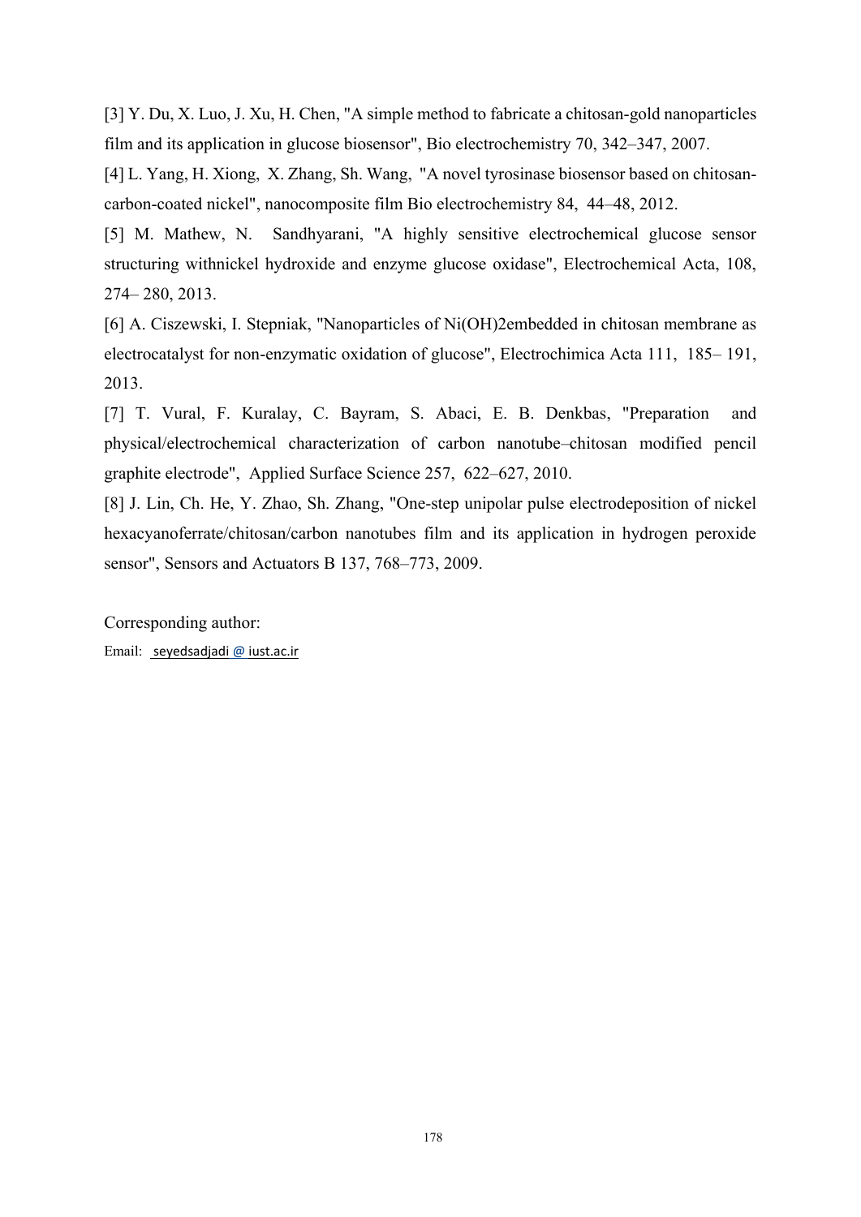[3] Y. Du, X. Luo, J. Xu, H. Chen, "A simple method to fabricate a chitosan-gold nanoparticles film and its application in glucose biosensor", Bio electrochemistry 70, 342–347, 2007.

[4] L. Yang, H. Xiong, X. Zhang, Sh. Wang, "A novel tyrosinase biosensor based on chitosan-carbon-coated nickel", nanocomposite film Bio electrochemistry 84, 44–48, 2012.

[5] M. Mathew, N. Sandhyarani, "A highly sensitive electrochemical glucose sensor structuring withnickel hydroxide and enzyme glucose oxidase", Electrochemical Acta, 108, 274– 280, 2013.

[6] A. Ciszewski, I. Stepniak, "Nanoparticles of $Ni(OH)_2$embedded in chitosan membrane as electrocatalyst for non-enzymatic oxidation of glucose", Electrochimica Acta 111, 185– 191, 2013.

[7] T. Vural, F. Kuralay, C. Bayram, S. Abaci, E. B. Denkbas, "Preparation and physical/electrochemical characterization of carbon nanotube–chitosan modified pencil graphite electrode", Applied Surface Science 257, 622–627, 2010.

[8] J. Lin, Ch. He, Y. Zhao, Sh. Zhang, "One-step unipolar pulse electrodeposition of nickel hexacyanoferrate/chitosan/carbon nanotubes film and its application in hydrogen peroxide sensor", Sensors and Actuators B 137, 768–773, 2009.

Corresponding author:

Email: seyedsadjadi @ iust.ac.ir